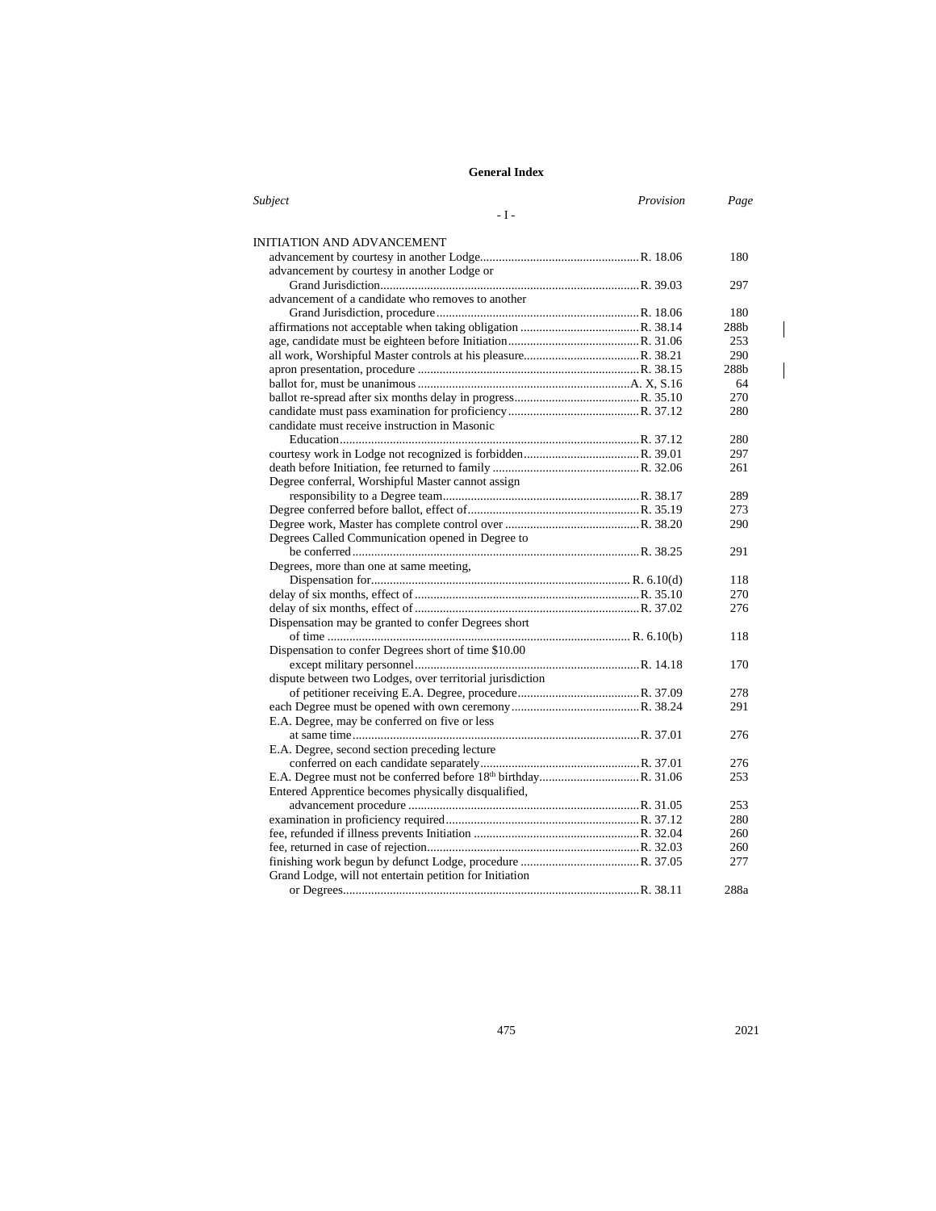## General Index

| *Subject* | *Provision* | *Page* |
|---|---|---|
| **- I -** | | |
| INITIATION AND ADVANCEMENT | | |
| advancement by courtesy in another Lodge | R. 18.06 | 180 |
| advancement by courtesy in another Lodge or Grand Jurisdiction | R. 39.03 | 297 |
| advancement of a candidate who removes to another Grand Jurisdiction, procedure | R. 18.06 | 180 |
| affirmations not acceptable when taking obligation | R. 38.14 | 288b |
| age, candidate must be eighteen before Initiation | R. 31.06 | 253 |
| all work, Worshipful Master controls at his pleasure | R. 38.21 | 290 |
| apron presentation, procedure | R. 38.15 | 288b |
| ballot for, must be unanimous | A. X, S.16 | 64 |
| ballot re-spread after six months delay in progress | R. 35.10 | 270 |
| candidate must pass examination for proficiency | R. 37.12 | 280 |
| candidate must receive instruction in Masonic Education | R. 37.12 | 280 |
| courtesy work in Lodge not recognized is forbidden | R. 39.01 | 297 |
| death before Initiation, fee returned to family | R. 32.06 | 261 |
| Degree conferral, Worshipful Master cannot assign responsibility to a Degree team | R. 38.17 | 289 |
| Degree conferred before ballot, effect of | R. 35.19 | 273 |
| Degree work, Master has complete control over | R. 38.20 | 290 |
| Degrees Called Communication opened in Degree to be conferred | R. 38.25 | 291 |
| Degrees, more than one at same meeting, Dispensation for | R. 6.10(d) | 118 |
| delay of six months, effect of | R. 35.10 | 270 |
| delay of six months, effect of | R. 37.02 | 276 |
| Dispensation may be granted to confer Degrees short of time | R. 6.10(b) | 118 |
| Dispensation to confer Degrees short of time $10.00 except military personnel | R. 14.18 | 170 |
| dispute between two Lodges, over territorial jurisdiction of petitioner receiving E.A. Degree, procedure | R. 37.09 | 278 |
| each Degree must be opened with own ceremony | R. 38.24 | 291 |
| E.A. Degree, may be conferred on five or less at same time | R. 37.01 | 276 |
| E.A. Degree, second section preceding lecture conferred on each candidate separately | R. 37.01 | 276 |
| E.A. Degree must not be conferred before 18th birthday | R. 31.06 | 253 |
| Entered Apprentice becomes physically disqualified, advancement procedure | R. 31.05 | 253 |
| examination in proficiency required | R. 37.12 | 280 |
| fee, refunded if illness prevents Initiation | R. 32.04 | 260 |
| fee, returned in case of rejection | R. 32.03 | 260 |
| finishing work begun by defunct Lodge, procedure | R. 37.05 | 277 |
| Grand Lodge, will not entertain petition for Initiation or Degrees | R. 38.11 | 288a |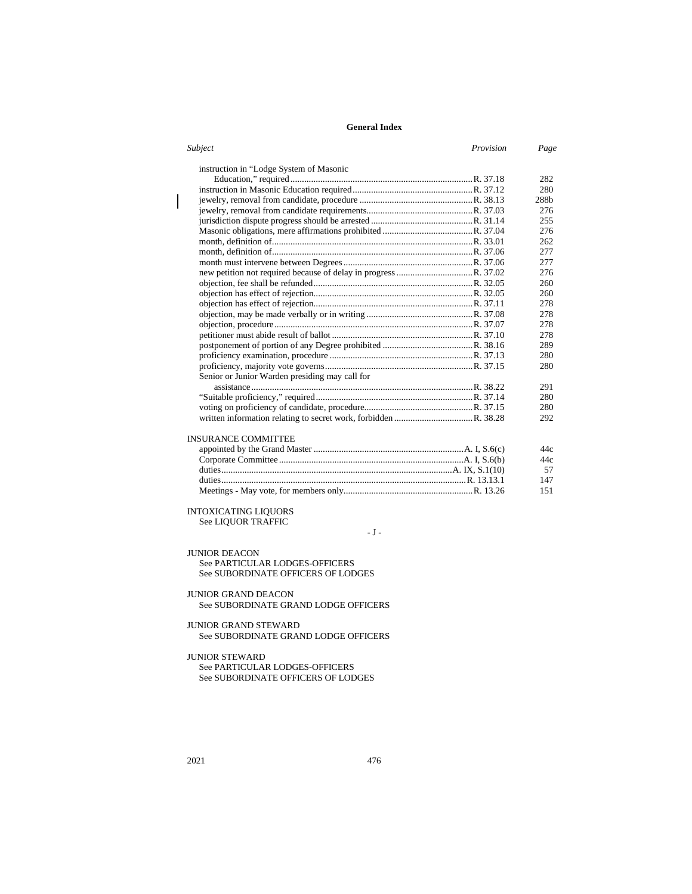## General Index

| Subject | Provision | Page |
|---|---|---|
| instruction in "Lodge System of Masonic Education," required | R. 37.18 | 282 |
| instruction in Masonic Education required | R. 37.12 | 280 |
| jewelry, removal from candidate, procedure | R. 38.13 | 288b |
| jewelry, removal from candidate requirements | R. 37.03 | 276 |
| jurisdiction dispute progress should be arrested | R. 31.14 | 255 |
| Masonic obligations, mere affirmations prohibited | R. 37.04 | 276 |
| month, definition of | R. 33.01 | 262 |
| month, definition of | R. 37.06 | 277 |
| month must intervene between Degrees | R. 37.06 | 277 |
| new petition not required because of delay in progress | R. 37.02 | 276 |
| objection, fee shall be refunded | R. 32.05 | 260 |
| objection has effect of rejection | R. 32.05 | 260 |
| objection has effect of rejection | R. 37.11 | 278 |
| objection, may be made verbally or in writing | R. 37.08 | 278 |
| objection, procedure | R. 37.07 | 278 |
| petitioner must abide result of ballot | R. 37.10 | 278 |
| postponement of portion of any Degree prohibited | R. 38.16 | 289 |
| proficiency examination, procedure | R. 37.13 | 280 |
| proficiency, majority vote governs | R. 37.15 | 280 |
| Senior or Junior Warden presiding may call for assistance | R. 38.22 | 291 |
| "Suitable proficiency," required | R. 37.14 | 280 |
| voting on proficiency of candidate, procedure | R. 37.15 | 280 |
| written information relating to secret work, forbidden | R. 38.28 | 292 |
| **INSURANCE COMMITTEE** | | |
| appointed by the Grand Master | A. I, S.6(c) | 44c |
| Corporate Committee | A. I, S.6(b) | 44c |
| duties | A. IX, S.1(10) | 57 |
| duties | R. 13.13.1 | 147 |
| Meetings - May vote, for members only | R. 13.26 | 151 |

INTOXICATING LIQUORS
See LIQUOR TRAFFIC

- J -

JUNIOR DEACON
See PARTICULAR LODGES-OFFICERS
See SUBORDINATE OFFICERS OF LODGES

JUNIOR GRAND DEACON
See SUBORDINATE GRAND LODGE OFFICERS

JUNIOR GRAND STEWARD
See SUBORDINATE GRAND LODGE OFFICERS

JUNIOR STEWARD
See PARTICULAR LODGES-OFFICERS
See SUBORDINATE OFFICERS OF LODGES

2021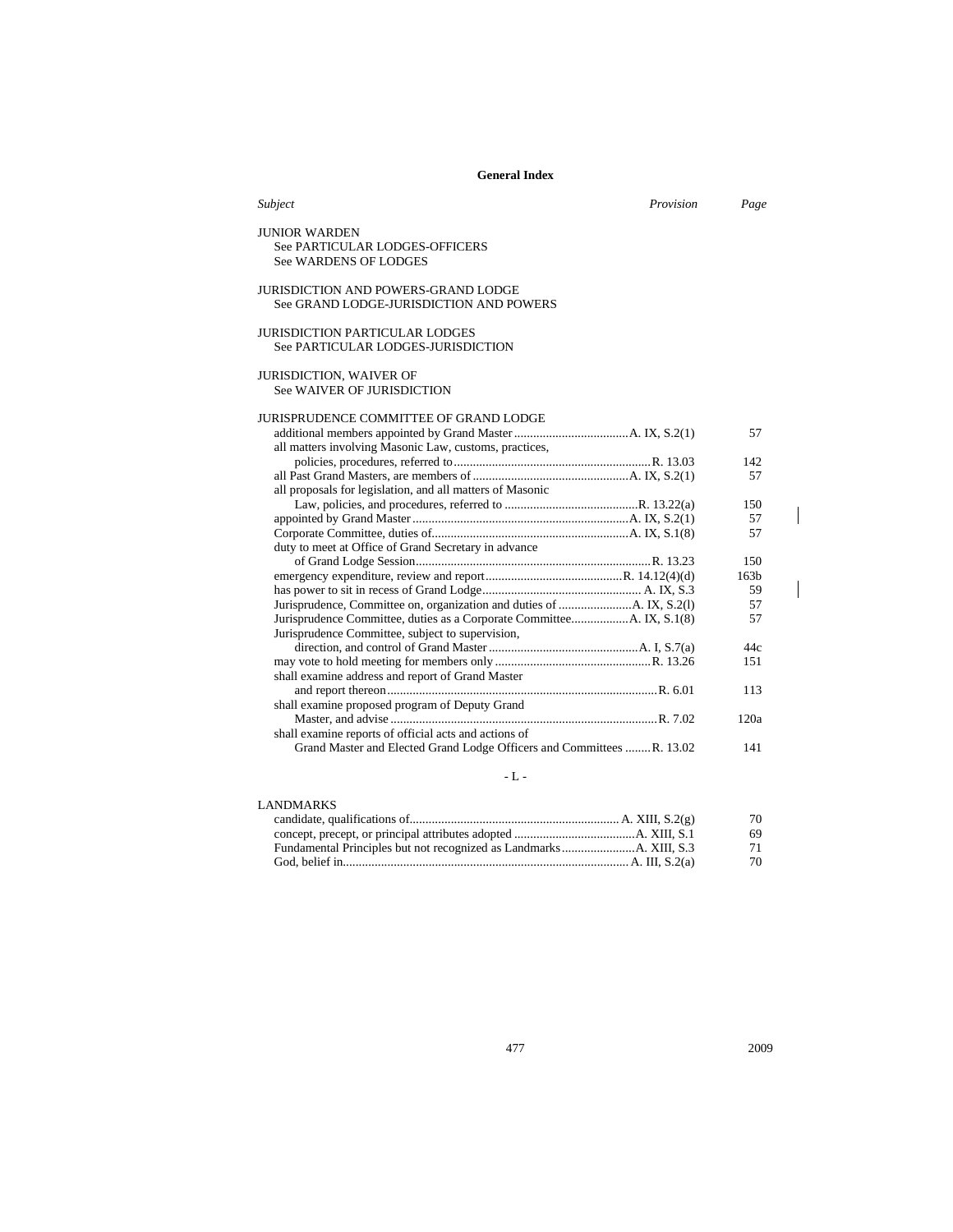**General Index**

| *Subject* | *Provision* | *Page* |
|---|---|---|
| JUNIOR WARDEN | | |
| See PARTICULAR LODGES-OFFICERS | | |
| See WARDENS OF LODGES | | |
| JURISDICTION AND POWERS-GRAND LODGE | | |
| See GRAND LODGE-JURISDICTION AND POWERS | | |
| JURISDICTION PARTICULAR LODGES | | |
| See PARTICULAR LODGES-JURISDICTION | | |
| JURISDICTION, WAIVER OF | | |
| See WAIVER OF JURISDICTION | | |
| JURISPRUDENCE COMMITTEE OF GRAND LODGE | | |
| additional members appointed by Grand Master | A. IX, S.2(1) | 57 |
| all matters involving Masonic Law, customs, practices, policies, procedures, referred to | R. 13.03 | 142 |
| all Past Grand Masters, are members of | A. IX, S.2(1) | 57 |
| all proposals for legislation, and all matters of Masonic Law, policies, and procedures, referred to | R. 13.22(a) | 150 |
| appointed by Grand Master | A. IX, S.2(1) | 57 |
| Corporate Committee, duties of | A. IX, S.1(8) | 57 |
| duty to meet at Office of Grand Secretary in advance of Grand Lodge Session | R. 13.23 | 150 |
| emergency expenditure, review and report | R. 14.12(4)(d) | 163b |
| has power to sit in recess of Grand Lodge | A. IX, S.3 | 59 |
| Jurisprudence, Committee on, organization and duties of | A. IX, S.2(l) | 57 |
| Jurisprudence Committee, duties as a Corporate Committee | A. IX, S.1(8) | 57 |
| Jurisprudence Committee, subject to supervision, direction, and control of Grand Master | A. I, S.7(a) | 44c |
| may vote to hold meeting for members only | R. 13.26 | 151 |
| shall examine address and report of Grand Master and report thereon | R. 6.01 | 113 |
| shall examine proposed program of Deputy Grand Master, and advise | R. 7.02 | 120a |
| shall examine reports of official acts and actions of Grand Master and Elected Grand Lodge Officers and Committees | R. 13.02 | 141 |

- L -

| *Subject* | *Provision* | *Page* |
|---|---|---|
| LANDMARKS | | |
| candidate, qualifications of | A. XIII, S.2(g) | 70 |
| concept, precept, or principal attributes adopted | A. XIII, S.1 | 69 |
| Fundamental Principles but not recognized as Landmarks | A. XIII, S.3 | 71 |
| God, belief in | A. III, S.2(a) | 70 |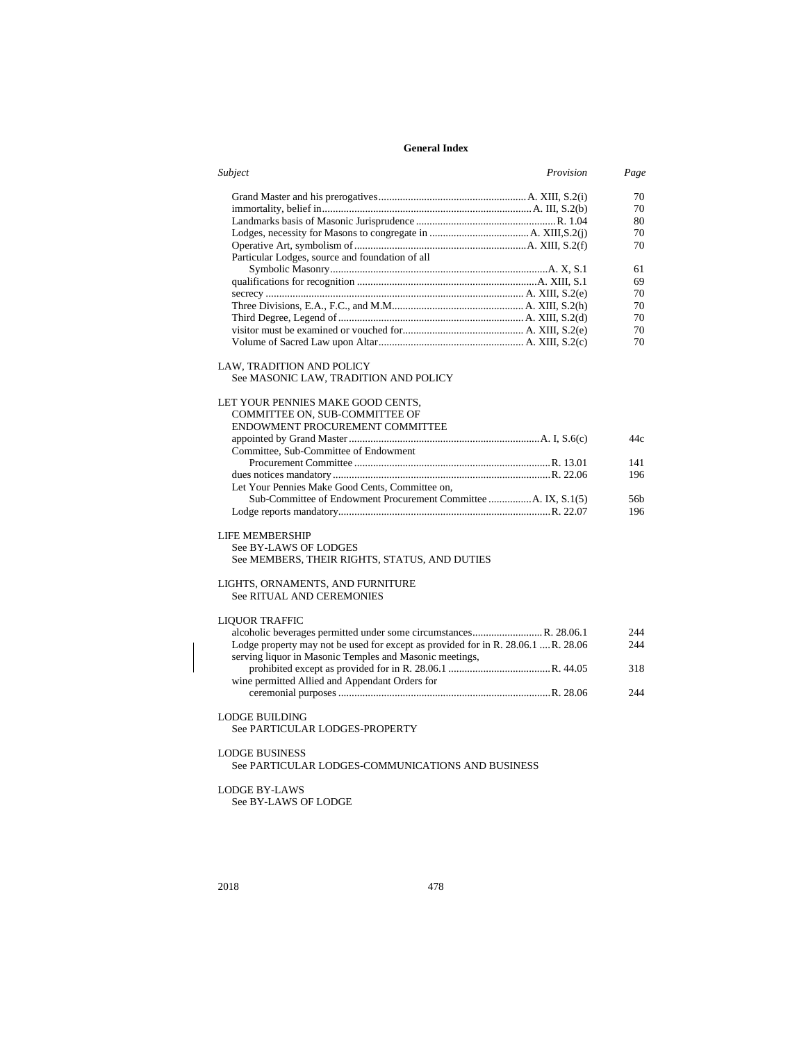## General Index

| *Subject* | *Provision* | *Page* |
|---|---|---|
| Grand Master and his prerogatives | A. XIII, S.2(i) | 70 |
| immortality, belief in | A. III, S.2(b) | 70 |
| Landmarks basis of Masonic Jurisprudence | R. 1.04 | 80 |
| Lodges, necessity for Masons to congregate in | A. XIII,S.2(j) | 70 |
| Operative Art, symbolism of | A. XIII, S.2(f) | 70 |
| Particular Lodges, source and foundation of all Symbolic Masonry | A. X, S.1 | 61 |
| qualifications for recognition | A. XIII, S.1 | 69 |
| secrecy | A. XIII, S.2(e) | 70 |
| Three Divisions, E.A., F.C., and M.M. | A. XIII, S.2(h) | 70 |
| Third Degree, Legend of | A. XIII, S.2(d) | 70 |
| visitor must be examined or vouched for | A. XIII, S.2(e) | 70 |
| Volume of Sacred Law upon Altar | A. XIII, S.2(c) | 70 |

LAW, TRADITION AND POLICY
See MASONIC LAW, TRADITION AND POLICY

LET YOUR PENNIES MAKE GOOD CENTS, COMMITTEE ON, SUB-COMMITTEE OF ENDOWMENT PROCUREMENT COMMITTEE

| *Subject* | *Provision* | *Page* |
|---|---|---|
| appointed by Grand Master | A. I, S.6(c) | 44c |
| Committee, Sub-Committee of Endowment Procurement Committee | R. 13.01 | 141 |
| dues notices mandatory | R. 22.06 | 196 |
| Let Your Pennies Make Good Cents, Committee on, Sub-Committee of Endowment Procurement Committee | A. IX, S.1(5) | 56b |
| Lodge reports mandatory | R. 22.07 | 196 |

LIFE MEMBERSHIP
See BY-LAWS OF LODGES
See MEMBERS, THEIR RIGHTS, STATUS, AND DUTIES

LIGHTS, ORNAMENTS, AND FURNITURE
See RITUAL AND CEREMONIES

LIQUOR TRAFFIC

| *Subject* | *Provision* | *Page* |
|---|---|---|
| alcoholic beverages permitted under some circumstances | R. 28.06.1 | 244 |
| Lodge property may not be used for except as provided for in R. 28.06.1 | R. 28.06 | 244 |
| serving liquor in Masonic Temples and Masonic meetings, prohibited except as provided for in R. 28.06.1 | R. 44.05 | 318 |
| wine permitted Allied and Appendant Orders for ceremonial purposes | R. 28.06 | 244 |

LODGE BUILDING
See PARTICULAR LODGES-PROPERTY

LODGE BUSINESS
See PARTICULAR LODGES-COMMUNICATIONS AND BUSINESS

LODGE BY-LAWS
See BY-LAWS OF LODGE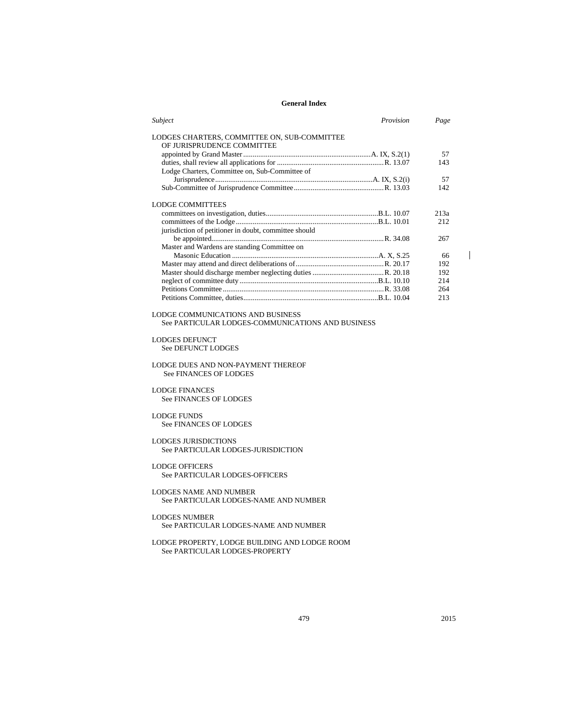## General Index

| *Subject* | *Provision* | *Page* |
|---|---|---|
| LODGES CHARTERS, COMMITTEE ON, SUB-COMMITTEE OF JURISPRUDENCE COMMITTEE | | |
| appointed by Grand Master | A. IX, S.2(1) | 57 |
| duties, shall review all applications for | R. 13.07 | 143 |
| Lodge Charters, Committee on, Sub-Committee of Jurisprudence | A. IX, S.2(i) | 57 |
| Sub-Committee of Jurisprudence Committee | R. 13.03 | 142 |
| LODGE COMMITTEES | | |
| committees on investigation, duties | B.L. 10.07 | 213a |
| committees of the Lodge | B.L. 10.01 | 212 |
| jurisdiction of petitioner in doubt, committee should be appointed | R. 34.08 | 267 |
| Master and Wardens are standing Committee on Masonic Education | A. X, S.25 | 66 |
| Master may attend and direct deliberations of | R. 20.17 | 192 |
| Master should discharge member neglecting duties | R. 20.18 | 192 |
| neglect of committee duty | B.L. 10.10 | 214 |
| Petitions Committee | R. 33.08 | 264 |
| Petitions Committee, duties | B.L. 10.04 | 213 |

LODGE COMMUNICATIONS AND BUSINESS
See PARTICULAR LODGES-COMMUNICATIONS AND BUSINESS

LODGES DEFUNCT
See DEFUNCT LODGES

LODGE DUES AND NON-PAYMENT THEREOF
See FINANCES OF LODGES

LODGE FINANCES
See FINANCES OF LODGES

LODGE FUNDS
See FINANCES OF LODGES

LODGES JURISDICTIONS
See PARTICULAR LODGES-JURISDICTION

LODGE OFFICERS
See PARTICULAR LODGES-OFFICERS

LODGES NAME AND NUMBER
See PARTICULAR LODGES-NAME AND NUMBER

LODGES NUMBER
See PARTICULAR LODGES-NAME AND NUMBER

LODGE PROPERTY, LODGE BUILDING AND LODGE ROOM
See PARTICULAR LODGES-PROPERTY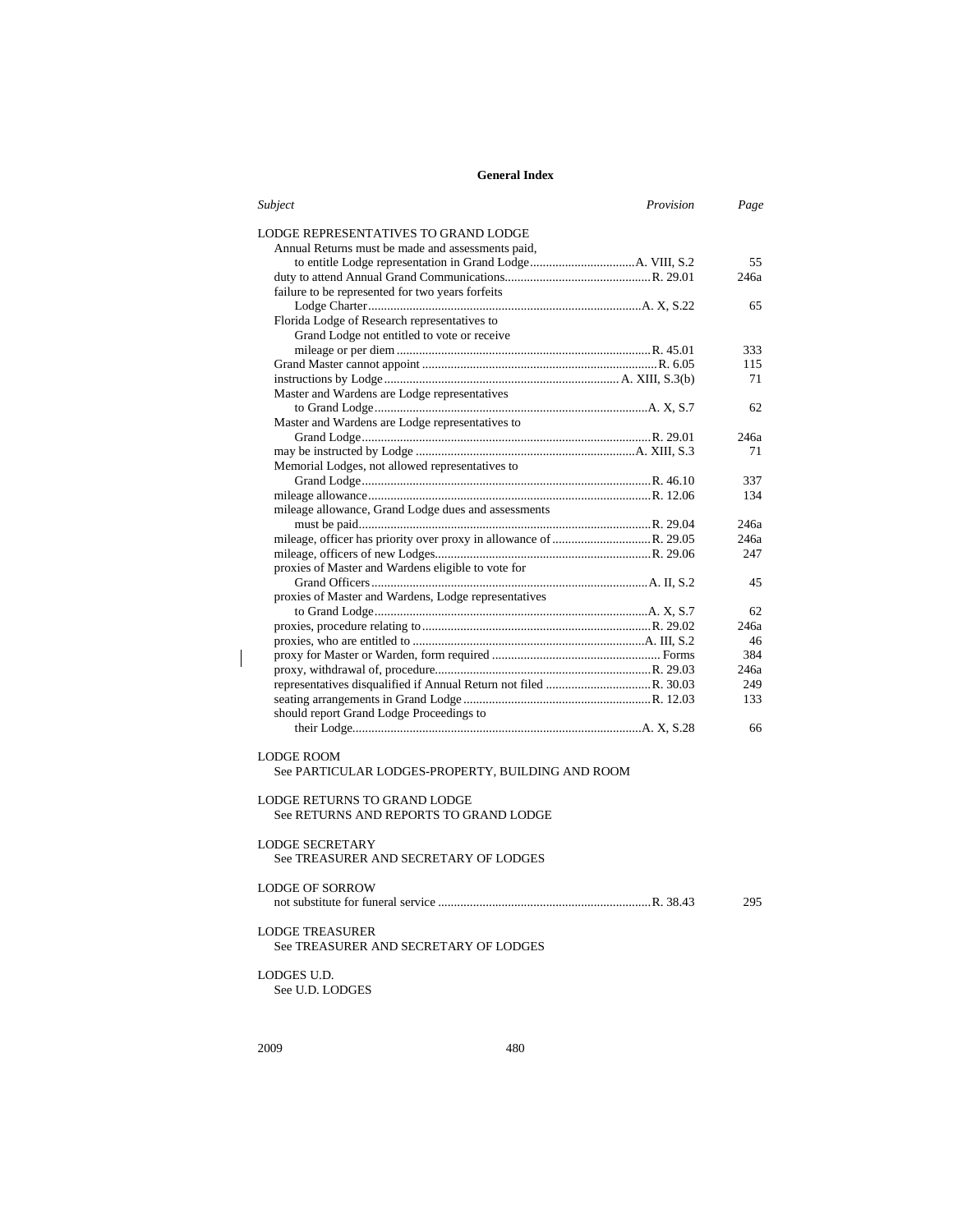## General Index

| *Subject* | *Provision* | *Page* |
|---|---|---|
| LODGE REPRESENTATIVES TO GRAND LODGE | | |
| Annual Returns must be made and assessments paid, to entitle Lodge representation in Grand Lodge | A. VIII, S.2 | 55 |
| duty to attend Annual Grand Communications | R. 29.01 | 246a |
| failure to be represented for two years forfeits Lodge Charter | A. X, S.22 | 65 |
| Florida Lodge of Research representatives to Grand Lodge not entitled to vote or receive mileage or per diem | R. 45.01 | 333 |
| Grand Master cannot appoint | R. 6.05 | 115 |
| instructions by Lodge | A. XIII, S.3(b) | 71 |
| Master and Wardens are Lodge representatives to Grand Lodge | A. X, S.7 | 62 |
| Master and Wardens are Lodge representatives to Grand Lodge | R. 29.01 | 246a |
| may be instructed by Lodge | A. XIII, S.3 | 71 |
| Memorial Lodges, not allowed representatives to Grand Lodge | R. 46.10 | 337 |
| mileage allowance | R. 12.06 | 134 |
| mileage allowance, Grand Lodge dues and assessments must be paid | R. 29.04 | 246a |
| mileage, officer has priority over proxy in allowance of | R. 29.05 | 246a |
| mileage, officers of new Lodges | R. 29.06 | 247 |
| proxies of Master and Wardens eligible to vote for Grand Officers | A. II, S.2 | 45 |
| proxies of Master and Wardens, Lodge representatives to Grand Lodge | A. X, S.7 | 62 |
| proxies, procedure relating to | R. 29.02 | 246a |
| proxies, who are entitled to | A. III, S.2 | 46 |
| proxy for Master or Warden, form required | Forms | 384 |
| proxy, withdrawal of, procedure | R. 29.03 | 246a |
| representatives disqualified if Annual Return not filed | R. 30.03 | 249 |
| seating arrangements in Grand Lodge | R. 12.03 | 133 |
| should report Grand Lodge Proceedings to their Lodge | A. X, S.28 | 66 |

LODGE ROOM
See PARTICULAR LODGES-PROPERTY, BUILDING AND ROOM

LODGE RETURNS TO GRAND LODGE
See RETURNS AND REPORTS TO GRAND LODGE

LODGE SECRETARY
See TREASURER AND SECRETARY OF LODGES

| LODGE OF SORROW | | |
|---|---|---|
| not substitute for funeral service | R. 38.43 | 295 |

LODGE TREASURER
See TREASURER AND SECRETARY OF LODGES

LODGES U.D.
See U.D. LODGES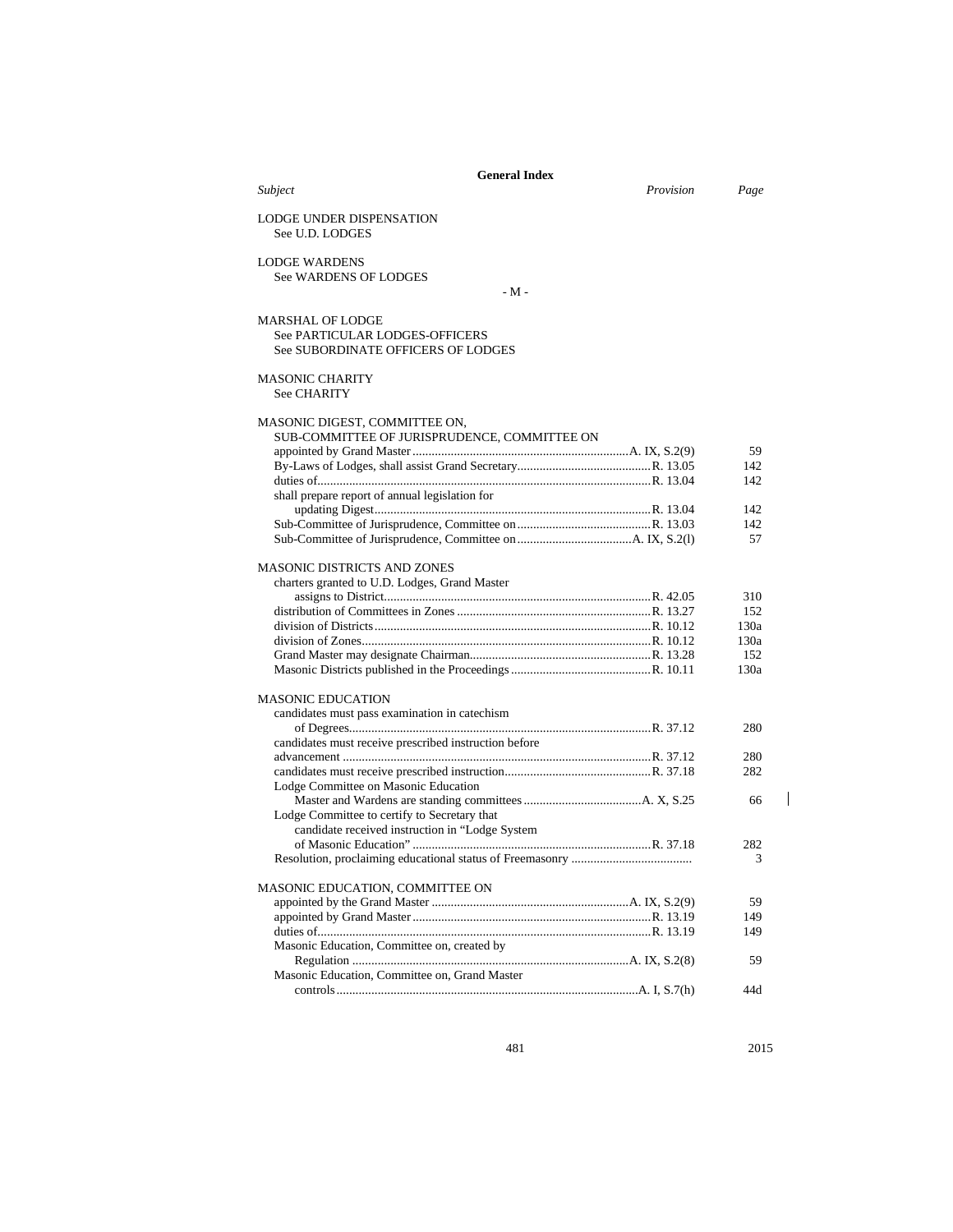**General Index**

| *Subject* | *Provision* | *Page* |
|---|---|---|
| LODGE UNDER DISPENSATION | | |
| See U.D. LODGES | | |
| | | |
| LODGE WARDENS | | |
| See WARDENS OF LODGES | | |

- M -

| *Subject* | *Provision* | *Page* |
|---|---|---|
| MARSHAL OF LODGE | | |
| See PARTICULAR LODGES-OFFICERS | | |
| See SUBORDINATE OFFICERS OF LODGES | | |
| | | |
| MASONIC CHARITY | | |
| See CHARITY | | |
| | | |
| MASONIC DIGEST, COMMITTEE ON, SUB-COMMITTEE OF JURISPRUDENCE, COMMITTEE ON | | |
| appointed by Grand Master | A. IX, S.2(9) | 59 |
| By-Laws of Lodges, shall assist Grand Secretary | R. 13.05 | 142 |
| duties of | R. 13.04 | 142 |
| shall prepare report of annual legislation for updating Digest | R. 13.04 | 142 |
| Sub-Committee of Jurisprudence, Committee on | R. 13.03 | 142 |
| Sub-Committee of Jurisprudence, Committee on | A. IX, S.2(l) | 57 |
| | | |
| MASONIC DISTRICTS AND ZONES | | |
| charters granted to U.D. Lodges, Grand Master assigns to District | R. 42.05 | 310 |
| distribution of Committees in Zones | R. 13.27 | 152 |
| division of Districts | R. 10.12 | 130a |
| division of Zones | R. 10.12 | 130a |
| Grand Master may designate Chairman | R. 13.28 | 152 |
| Masonic Districts published in the Proceedings | R. 10.11 | 130a |
| | | |
| MASONIC EDUCATION | | |
| candidates must pass examination in catechism of Degrees | R. 37.12 | 280 |
| candidates must receive prescribed instruction before advancement | R. 37.12 | 280 |
| candidates must receive prescribed instruction | R. 37.18 | 282 |
| Lodge Committee on Masonic Education Master and Wardens are standing committees | A. X, S.25 | 66 |
| Lodge Committee to certify to Secretary that candidate received instruction in "Lodge System of Masonic Education" | R. 37.18 | 282 |
| Resolution, proclaiming educational status of Freemasonry | | 3 |
| | | |
| MASONIC EDUCATION, COMMITTEE ON | | |
| appointed by the Grand Master | A. IX, S.2(9) | 59 |
| appointed by Grand Master | R. 13.19 | 149 |
| duties of | R. 13.19 | 149 |
| Masonic Education, Committee on, created by Regulation | A. IX, S.2(8) | 59 |
| Masonic Education, Committee on, Grand Master controls | A. I, S.7(h) | 44d |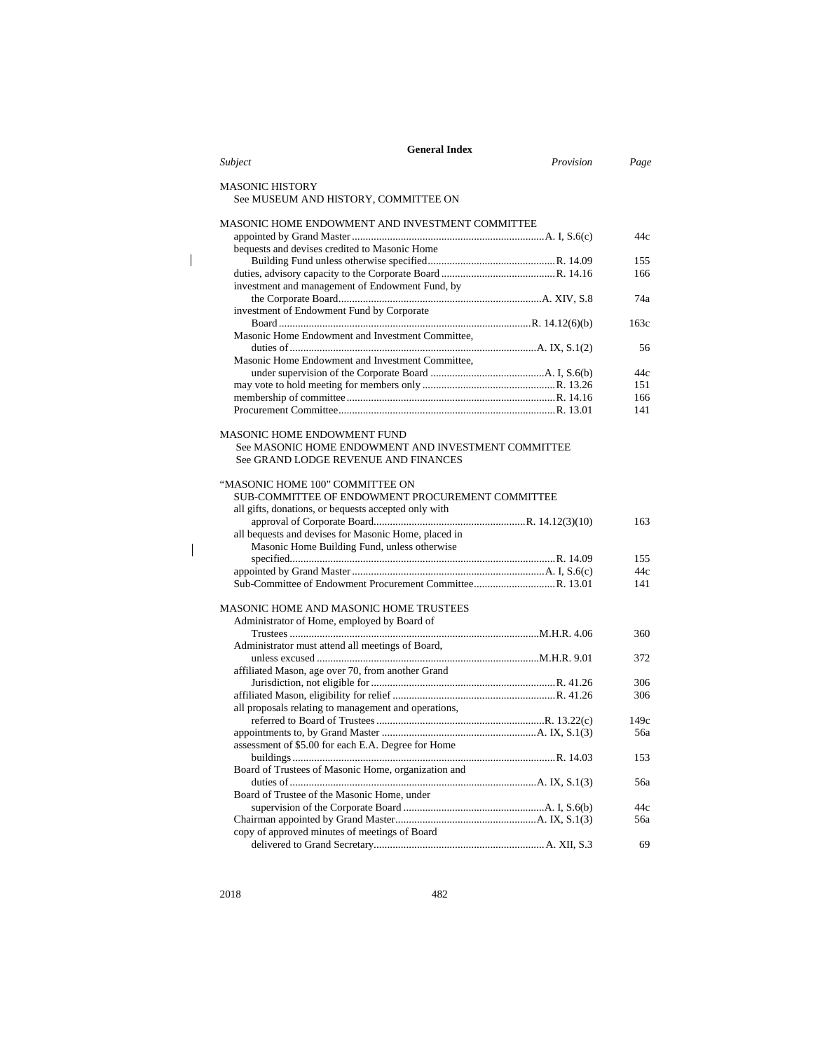**General Index**

| *Subject* | *Provision* | *Page* |
|---|---|---|
| MASONIC HISTORY | | |
| See MUSEUM AND HISTORY, COMMITTEE ON | | |
| | | |
| MASONIC HOME ENDOWMENT AND INVESTMENT COMMITTEE | | |
| appointed by Grand Master | A. I, S.6(c) | 44c |
| bequests and devises credited to Masonic Home Building Fund unless otherwise specified | R. 14.09 | 155 |
| duties, advisory capacity to the Corporate Board | R. 14.16 | 166 |
| investment and management of Endowment Fund, by the Corporate Board | A. XIV, S.8 | 74a |
| investment of Endowment Fund by Corporate Board | R. 14.12(6)(b) | 163c |
| Masonic Home Endowment and Investment Committee, duties of | A. IX, S.1(2) | 56 |
| Masonic Home Endowment and Investment Committee, under supervision of the Corporate Board | A. I, S.6(b) | 44c |
| may vote to hold meeting for members only | R. 13.26 | 151 |
| membership of committee | R. 14.16 | 166 |
| Procurement Committee | R. 13.01 | 141 |
| | | |
| MASONIC HOME ENDOWMENT FUND | | |
| See MASONIC HOME ENDOWMENT AND INVESTMENT COMMITTEE | | |
| See GRAND LODGE REVENUE AND FINANCES | | |
| | | |
| “MASONIC HOME 100” COMMITTEE ON | | |
| SUB-COMMITTEE OF ENDOWMENT PROCUREMENT COMMITTEE | | |
| all gifts, donations, or bequests accepted only with approval of Corporate Board | R. 14.12(3)(10) | 163 |
| all bequests and devises for Masonic Home, placed in Masonic Home Building Fund, unless otherwise specified | R. 14.09 | 155 |
| appointed by Grand Master | A. I, S.6(c) | 44c |
| Sub-Committee of Endowment Procurement Committee | R. 13.01 | 141 |
| | | |
| MASONIC HOME AND MASONIC HOME TRUSTEES | | |
| Administrator of Home, employed by Board of Trustees | M.H.R. 4.06 | 360 |
| Administrator must attend all meetings of Board, unless excused | M.H.R. 9.01 | 372 |
| affiliated Mason, age over 70, from another Grand Jurisdiction, not eligible for | R. 41.26 | 306 |
| affiliated Mason, eligibility for relief | R. 41.26 | 306 |
| all proposals relating to management and operations, referred to Board of Trustees | R. 13.22(c) | 149c |
| appointments to, by Grand Master | A. IX, S.1(3) | 56a |
| assessment of $5.00 for each E.A. Degree for Home buildings | R. 14.03 | 153 |
| Board of Trustees of Masonic Home, organization and duties of | A. IX, S.1(3) | 56a |
| Board of Trustee of the Masonic Home, under supervision of the Corporate Board | A. I, S.6(b) | 44c |
| Chairman appointed by Grand Master | A. IX, S.1(3) | 56a |
| copy of approved minutes of meetings of Board delivered to Grand Secretary | A. XII, S.3 | 69 |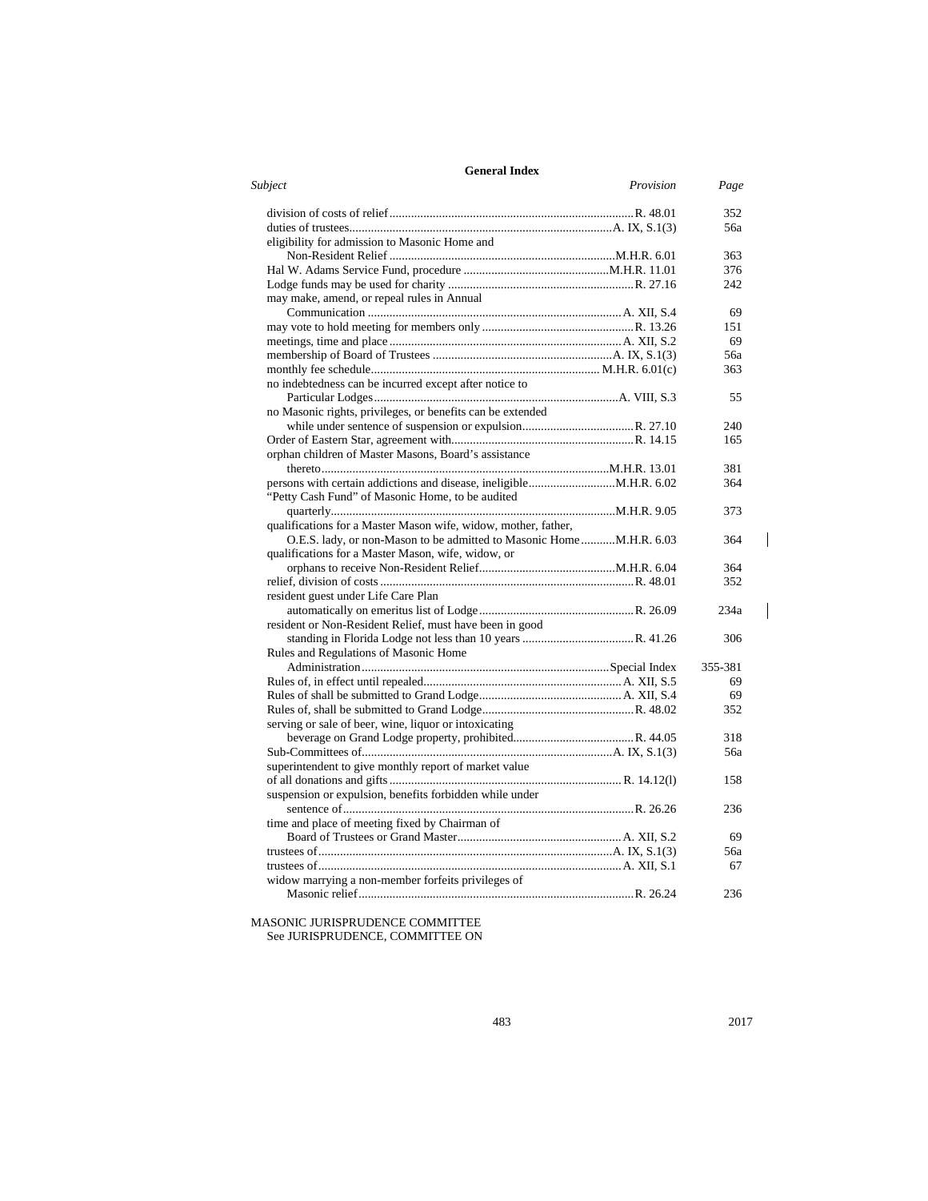## General Index

| *Subject* | *Provision* | *Page* |
|---|---|---|
| division of costs of relief | R. 48.01 | 352 |
| duties of trustees | A. IX, S.1(3) | 56a |
| eligibility for admission to Masonic Home and Non-Resident Relief | M.H.R. 6.01 | 363 |
| Hal W. Adams Service Fund, procedure | M.H.R. 11.01 | 376 |
| Lodge funds may be used for charity | R. 27.16 | 242 |
| may make, amend, or repeal rules in Annual Communication | A. XII, S.4 | 69 |
| may vote to hold meeting for members only | R. 13.26 | 151 |
| meetings, time and place | A. XII, S.2 | 69 |
| membership of Board of Trustees | A. IX, S.1(3) | 56a |
| monthly fee schedule | M.H.R. 6.01(c) | 363 |
| no indebtedness can be incurred except after notice to Particular Lodges | A. VIII, S.3 | 55 |
| no Masonic rights, privileges, or benefits can be extended while under sentence of suspension or expulsion | R. 27.10 | 240 |
| Order of Eastern Star, agreement with | R. 14.15 | 165 |
| orphan children of Master Masons, Board's assistance thereto | M.H.R. 13.01 | 381 |
| persons with certain addictions and disease, ineligible | M.H.R. 6.02 | 364 |
| "Petty Cash Fund" of Masonic Home, to be audited quarterly | M.H.R. 9.05 | 373 |
| qualifications for a Master Mason wife, widow, mother, father, O.E.S. lady, or non-Mason to be admitted to Masonic Home | M.H.R. 6.03 | 364 |
| qualifications for a Master Mason, wife, widow, or orphans to receive Non-Resident Relief | M.H.R. 6.04 | 364 |
| relief, division of costs | R. 48.01 | 352 |
| resident guest under Life Care Plan automatically on emeritus list of Lodge | R. 26.09 | 234a |
| resident or Non-Resident Relief, must have been in good standing in Florida Lodge not less than 10 years | R. 41.26 | 306 |
| Rules and Regulations of Masonic Home Administration | Special Index | 355-381 |
| Rules of, in effect until repealed | A. XII, S.5 | 69 |
| Rules of shall be submitted to Grand Lodge | A. XII, S.4 | 69 |
| Rules of, shall be submitted to Grand Lodge | R. 48.02 | 352 |
| serving or sale of beer, wine, liquor or intoxicating beverage on Grand Lodge property, prohibited | R. 44.05 | 318 |
| Sub-Committees of | A. IX, S.1(3) | 56a |
| superintendent to give monthly report of market value of all donations and gifts | R. 14.12(l) | 158 |
| suspension or expulsion, benefits forbidden while under sentence of | R. 26.26 | 236 |
| time and place of meeting fixed by Chairman of Board of Trustees or Grand Master | A. XII, S.2 | 69 |
| trustees of | A. IX, S.1(3) | 56a |
| trustees of | A. XII, S.1 | 67 |
| widow marrying a non-member forfeits privileges of Masonic relief | R. 26.24 | 236 |

MASONIC JURISPRUDENCE COMMITTEE
See JURISPRUDENCE, COMMITTEE ON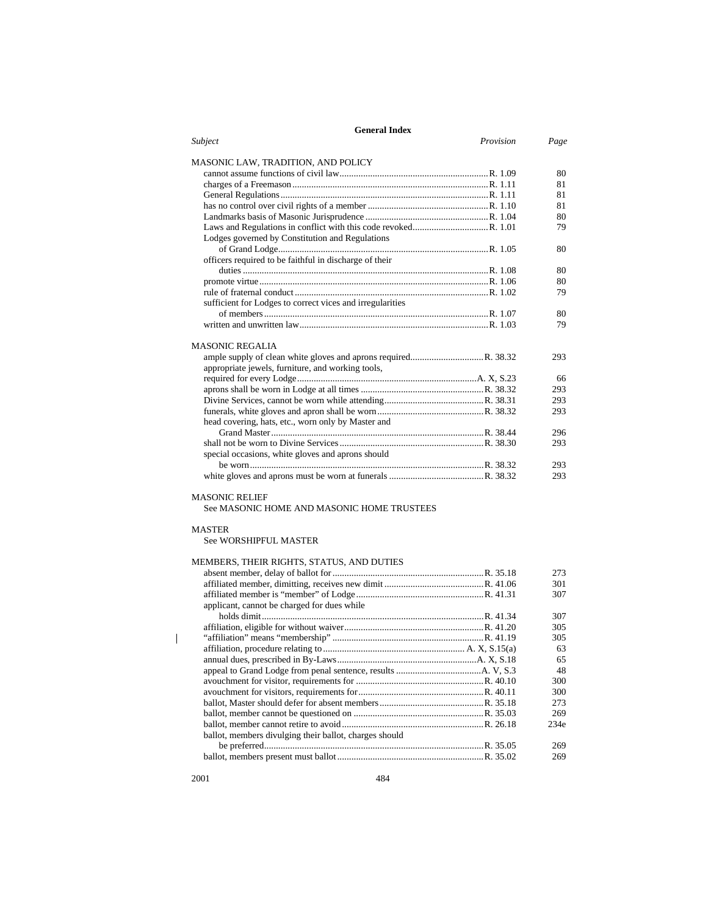## General Index

| *Subject* | *Provision* | *Page* |
|---|---|---|
| **MASONIC LAW, TRADITION, AND POLICY** | | |
| cannot assume functions of civil law | R. 1.09 | 80 |
| charges of a Freemason | R. 1.11 | 81 |
| General Regulations | R. 1.11 | 81 |
| has no control over civil rights of a member | R. 1.10 | 81 |
| Landmarks basis of Masonic Jurisprudence | R. 1.04 | 80 |
| Laws and Regulations in conflict with this code revoked | R. 1.01 | 79 |
| Lodges governed by Constitution and Regulations of Grand Lodge | R. 1.05 | 80 |
| officers required to be faithful in discharge of their duties | R. 1.08 | 80 |
| promote virtue | R. 1.06 | 80 |
| rule of fraternal conduct | R. 1.02 | 79 |
| sufficient for Lodges to correct vices and irregularities of members | R. 1.07 | 80 |
| written and unwritten law | R. 1.03 | 79 |
| **MASONIC REGALIA** | | |
| ample supply of clean white gloves and aprons required | R. 38.32 | 293 |
| appropriate jewels, furniture, and working tools, required for every Lodge | A. X, S.23 | 66 |
| aprons shall be worn in Lodge at all times | R. 38.32 | 293 |
| Divine Services, cannot be worn while attending | R. 38.31 | 293 |
| funerals, white gloves and apron shall be worn | R. 38.32 | 293 |
| head covering, hats, etc., worn only by Master and Grand Master | R. 38.44 | 296 |
| shall not be worn to Divine Services | R. 38.30 | 293 |
| special occasions, white gloves and aprons should be worn | R. 38.32 | 293 |
| white gloves and aprons must be worn at funerals | R. 38.32 | 293 |
| **MASONIC RELIEF** | | |
| See MASONIC HOME AND MASONIC HOME TRUSTEES | | |
| **MASTER** | | |
| See WORSHIPFUL MASTER | | |
| **MEMBERS, THEIR RIGHTS, STATUS, AND DUTIES** | | |
| absent member, delay of ballot for | R. 35.18 | 273 |
| affiliated member, dimitting, receives new dimit | R. 41.06 | 301 |
| affiliated member is "member" of Lodge | R. 41.31 | 307 |
| applicant, cannot be charged for dues while holds dimit | R. 41.34 | 307 |
| affiliation, eligible for without waiver | R. 41.20 | 305 |
| "affiliation" means "membership" | R. 41.19 | 305 |
| affiliation, procedure relating to | A. X, S.15(a) | 63 |
| annual dues, prescribed in By-Laws | A. X, S.18 | 65 |
| appeal to Grand Lodge from penal sentence, results | A. V, S.3 | 48 |
| avouchment for visitor, requirements for | R. 40.10 | 300 |
| avouchment for visitors, requirements for | R. 40.11 | 300 |
| ballot, Master should defer for absent members | R. 35.18 | 273 |
| ballot, member cannot be questioned on | R. 35.03 | 269 |
| ballot, member cannot retire to avoid | R. 26.18 | 234e |
| ballot, members divulging their ballot, charges should be preferred | R. 35.05 | 269 |
| ballot, members present must ballot | R. 35.02 | 269 |

2001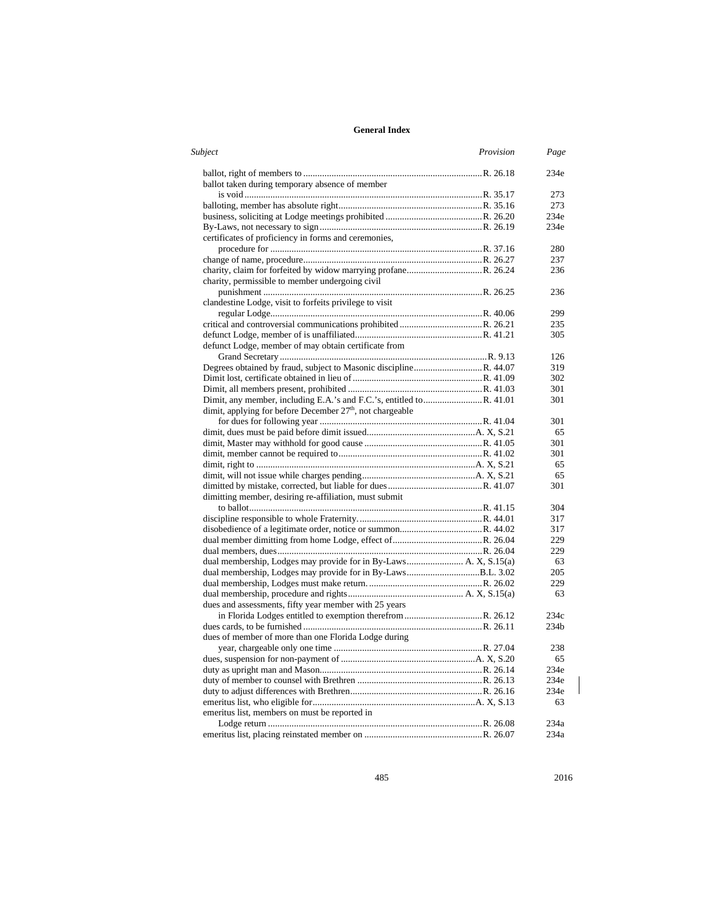## General Index

| Subject | Provision | Page |
|---|---|---|
| ballot, right of members to | R. 26.18 | 234e |
| ballot taken during temporary absence of member is void | R. 35.17 | 273 |
| balloting, member has absolute right | R. 35.16 | 273 |
| business, soliciting at Lodge meetings prohibited | R. 26.20 | 234e |
| By-Laws, not necessary to sign | R. 26.19 | 234e |
| certificates of proficiency in forms and ceremonies, procedure for | R. 37.16 | 280 |
| change of name, procedure | R. 26.27 | 237 |
| charity, claim for forfeited by widow marrying profane | R. 26.24 | 236 |
| charity, permissible to member undergoing civil punishment | R. 26.25 | 236 |
| clandestine Lodge, visit to forfeits privilege to visit regular Lodge | R. 40.06 | 299 |
| critical and controversial communications prohibited | R. 26.21 | 235 |
| defunct Lodge, member of is unaffiliated | R. 41.21 | 305 |
| defunct Lodge, member of may obtain certificate from Grand Secretary | R. 9.13 | 126 |
| Degrees obtained by fraud, subject to Masonic discipline | R. 44.07 | 319 |
| Dimit lost, certificate obtained in lieu of | R. 41.09 | 302 |
| Dimit, all members present, prohibited | R. 41.03 | 301 |
| Dimit, any member, including E.A.'s and F.C.'s, entitled to | R. 41.01 | 301 |
| dimit, applying for before December 27th, not chargeable for dues for following year | R. 41.04 | 301 |
| dimit, dues must be paid before dimit issued | A. X, S.21 | 65 |
| dimit, Master may withhold for good cause | R. 41.05 | 301 |
| dimit, member cannot be required to | R. 41.02 | 301 |
| dimit, right to | A. X, S.21 | 65 |
| dimit, will not issue while charges pending | A. X, S.21 | 65 |
| dimitted by mistake, corrected, but liable for dues | R. 41.07 | 301 |
| dimitting member, desiring re-affiliation, must submit to ballot | R. 41.15 | 304 |
| discipline responsible to whole Fraternity. | R. 44.01 | 317 |
| disobedience of a legitimate order, notice or summon | R. 44.02 | 317 |
| dual member dimitting from home Lodge, effect of | R. 26.04 | 229 |
| dual members, dues | R. 26.04 | 229 |
| dual membership, Lodges may provide for in By-Laws | A. X, S.15(a) | 63 |
| dual membership, Lodges may provide for in By-Laws | B.L. 3.02 | 205 |
| dual membership, Lodges must make return. | R. 26.02 | 229 |
| dual membership, procedure and rights | A. X, S.15(a) | 63 |
| dues and assessments, fifty year member with 25 years in Florida Lodges entitled to exemption therefrom | R. 26.12 | 234c |
| dues cards, to be furnished | R. 26.11 | 234b |
| dues of member of more than one Florida Lodge during year, chargeable only one time | R. 27.04 | 238 |
| dues, suspension for non-payment of | A. X, S.20 | 65 |
| duty as upright man and Mason | R. 26.14 | 234e |
| duty of member to counsel with Brethren | R. 26.13 | 234e |
| duty to adjust differences with Brethren | R. 26.16 | 234e |
| emeritus list, who eligible for | A. X, S.13 | 63 |
| emeritus list, members on must be reported in Lodge return | R. 26.08 | 234a |
| emeritus list, placing reinstated member on | R. 26.07 | 234a |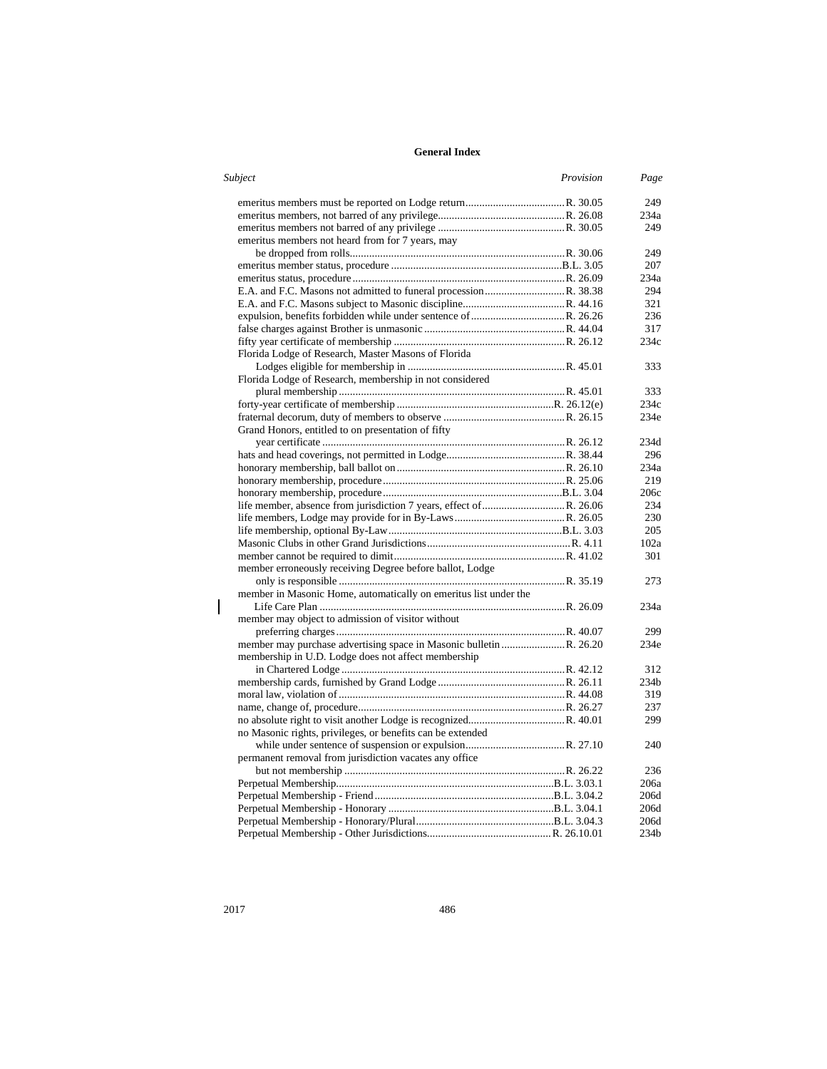## General Index

| Subject | Provision | Page |
|---|---|---|
| emeritus members must be reported on Lodge return | R. 30.05 | 249 |
| emeritus members, not barred of any privilege | R. 26.08 | 234a |
| emeritus members not barred of any privilege | R. 30.05 | 249 |
| emeritus members not heard from for 7 years, may be dropped from rolls | R. 30.06 | 249 |
| emeritus member status, procedure | B.L. 3.05 | 207 |
| emeritus status, procedure | R. 26.09 | 234a |
| E.A. and F.C. Masons not admitted to funeral procession | R. 38.38 | 294 |
| E.A. and F.C. Masons subject to Masonic discipline | R. 44.16 | 321 |
| expulsion, benefits forbidden while under sentence of | R. 26.26 | 236 |
| false charges against Brother is unmasonic | R. 44.04 | 317 |
| fifty year certificate of membership | R. 26.12 | 234c |
| Florida Lodge of Research, Master Masons of Florida Lodges eligible for membership in | R. 45.01 | 333 |
| Florida Lodge of Research, membership in not considered plural membership | R. 45.01 | 333 |
| forty-year certificate of membership | R. 26.12(e) | 234c |
| fraternal decorum, duty of members to observe | R. 26.15 | 234e |
| Grand Honors, entitled to on presentation of fifty year certificate | R. 26.12 | 234d |
| hats and head coverings, not permitted in Lodge | R. 38.44 | 296 |
| honorary membership, ball ballot on | R. 26.10 | 234a |
| honorary membership, procedure | R. 25.06 | 219 |
| honorary membership, procedure | B.L. 3.04 | 206c |
| life member, absence from jurisdiction 7 years, effect of | R. 26.06 | 234 |
| life members, Lodge may provide for in By-Laws | R. 26.05 | 230 |
| life membership, optional By-Law | B.L. 3.03 | 205 |
| Masonic Clubs in other Grand Jurisdictions | R. 4.11 | 102a |
| member cannot be required to dimit | R. 41.02 | 301 |
| member erroneously receiving Degree before ballot, Lodge only is responsible | R. 35.19 | 273 |
| member in Masonic Home, automatically on emeritus list under the Life Care Plan | R. 26.09 | 234a |
| member may object to admission of visitor without preferring charges | R. 40.07 | 299 |
| member may purchase advertising space in Masonic bulletin | R. 26.20 | 234e |
| membership in U.D. Lodge does not affect membership in Chartered Lodge | R. 42.12 | 312 |
| membership cards, furnished by Grand Lodge | R. 26.11 | 234b |
| moral law, violation of | R. 44.08 | 319 |
| name, change of, procedure | R. 26.27 | 237 |
| no absolute right to visit another Lodge is recognized | R. 40.01 | 299 |
| no Masonic rights, privileges, or benefits can be extended while under sentence of suspension or expulsion | R. 27.10 | 240 |
| permanent removal from jurisdiction vacates any office but not membership | R. 26.22 | 236 |
| Perpetual Membership | B.L. 3.03.1 | 206a |
| Perpetual Membership - Friend | B.L. 3.04.2 | 206d |
| Perpetual Membership - Honorary | B.L. 3.04.1 | 206d |
| Perpetual Membership - Honorary/Plural | B.L. 3.04.3 | 206d |
| Perpetual Membership - Other Jurisdictions | R. 26.10.01 | 234b |

2017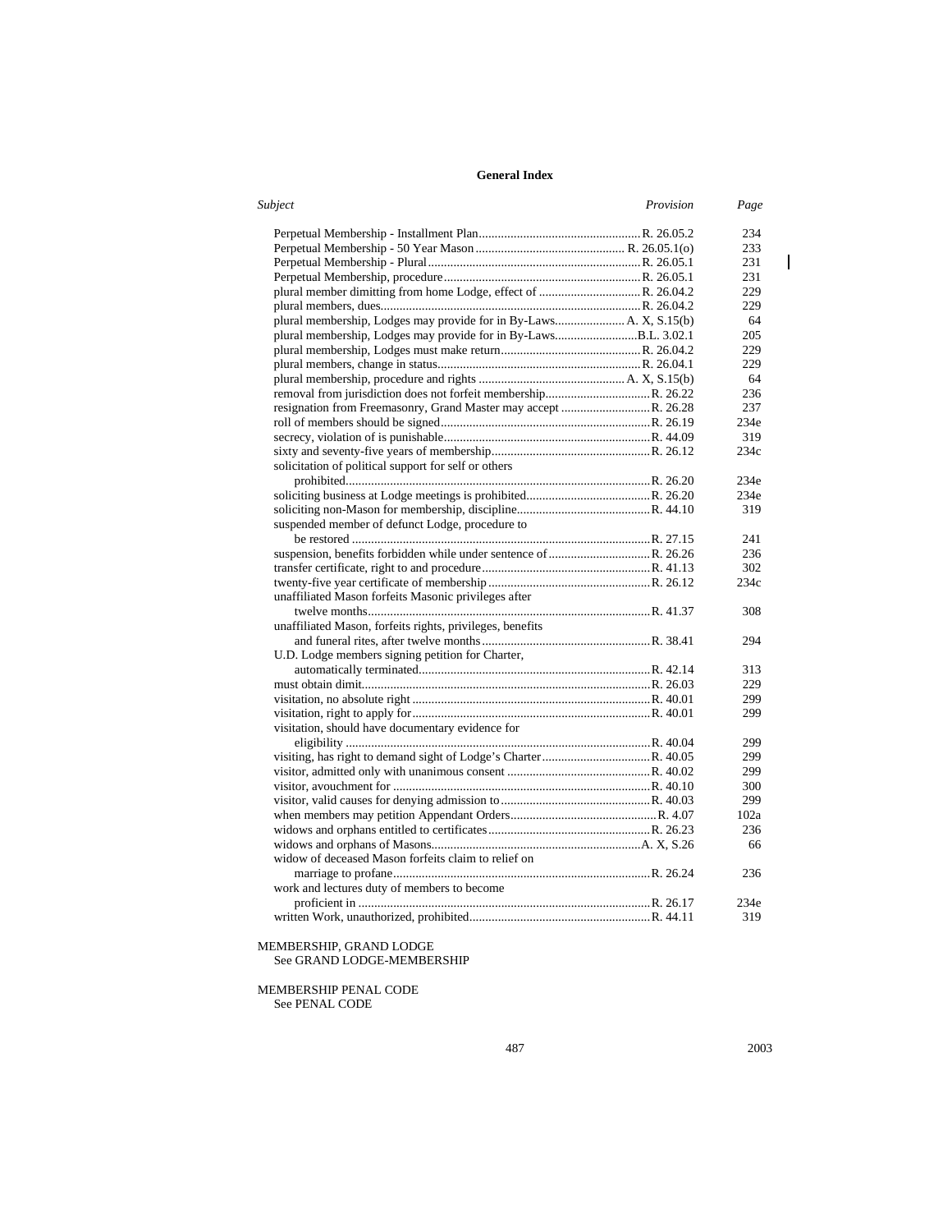## General Index

| *Subject* | *Provision* | *Page* |
|---|---|---|
| Perpetual Membership - Installment Plan | R. 26.05.2 | 234 |
| Perpetual Membership - 50 Year Mason | R. 26.05.1(o) | 233 |
| Perpetual Membership - Plural | R. 26.05.1 | 231 |
| Perpetual Membership, procedure | R. 26.05.1 | 231 |
| plural member dimitting from home Lodge, effect of | R. 26.04.2 | 229 |
| plural members, dues | R. 26.04.2 | 229 |
| plural membership, Lodges may provide for in By-Laws | A. X, S.15(b) | 64 |
| plural membership, Lodges may provide for in By-Laws | B.L. 3.02.1 | 205 |
| plural membership, Lodges must make return | R. 26.04.2 | 229 |
| plural members, change in status | R. 26.04.1 | 229 |
| plural membership, procedure and rights | A. X, S.15(b) | 64 |
| removal from jurisdiction does not forfeit membership | R. 26.22 | 236 |
| resignation from Freemasonry, Grand Master may accept | R. 26.28 | 237 |
| roll of members should be signed | R. 26.19 | 234e |
| secrecy, violation of is punishable | R. 44.09 | 319 |
| sixty and seventy-five years of membership | R. 26.12 | 234c |
| solicitation of political support for self or others prohibited | R. 26.20 | 234e |
| soliciting business at Lodge meetings is prohibited | R. 26.20 | 234e |
| soliciting non-Mason for membership, discipline | R. 44.10 | 319 |
| suspended member of defunct Lodge, procedure to be restored | R. 27.15 | 241 |
| suspension, benefits forbidden while under sentence of | R. 26.26 | 236 |
| transfer certificate, right to and procedure | R. 41.13 | 302 |
| twenty-five year certificate of membership | R. 26.12 | 234c |
| unaffiliated Mason forfeits Masonic privileges after twelve months | R. 41.37 | 308 |
| unaffiliated Mason, forfeits rights, privileges, benefits and funeral rites, after twelve months | R. 38.41 | 294 |
| U.D. Lodge members signing petition for Charter, automatically terminated | R. 42.14 | 313 |
| must obtain dimit | R. 26.03 | 229 |
| visitation, no absolute right | R. 40.01 | 299 |
| visitation, right to apply for | R. 40.01 | 299 |
| visitation, should have documentary evidence for eligibility | R. 40.04 | 299 |
| visiting, has right to demand sight of Lodge's Charter | R. 40.05 | 299 |
| visitor, admitted only with unanimous consent | R. 40.02 | 299 |
| visitor, avouchment for | R. 40.10 | 300 |
| visitor, valid causes for denying admission to | R. 40.03 | 299 |
| when members may petition Appendant Orders | R. 4.07 | 102a |
| widows and orphans entitled to certificates | R. 26.23 | 236 |
| widows and orphans of Masons | A. X, S.26 | 66 |
| widow of deceased Mason forfeits claim to relief on marriage to profane | R. 26.24 | 236 |
| work and lectures duty of members to become proficient in | R. 26.17 | 234e |
| written Work, unauthorized, prohibited | R. 44.11 | 319 |

MEMBERSHIP, GRAND LODGE
See GRAND LODGE-MEMBERSHIP

MEMBERSHIP PENAL CODE
See PENAL CODE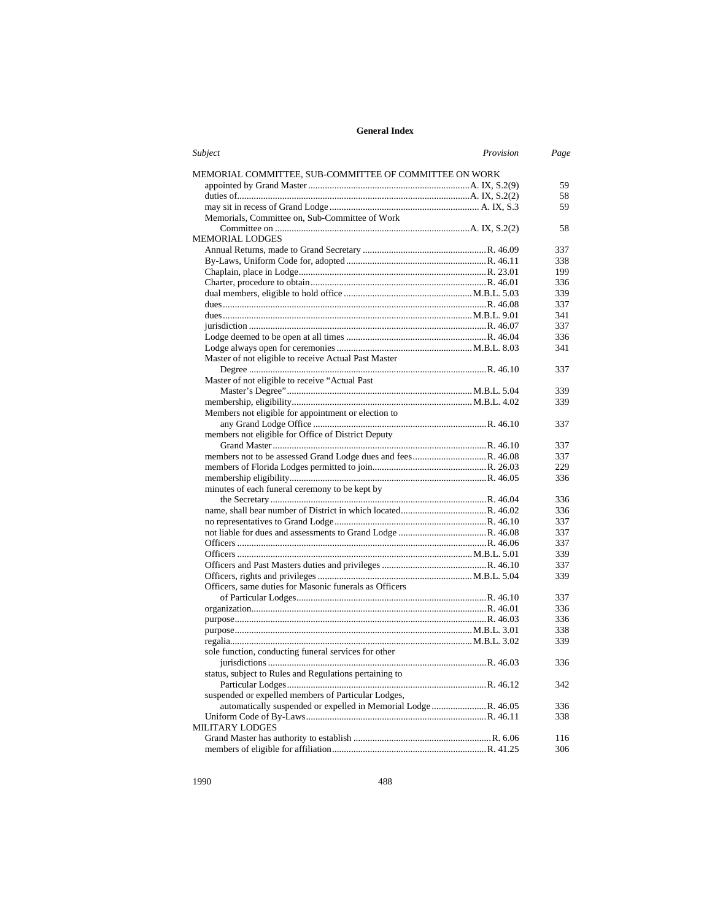**General Index**

| *Subject* | *Provision* | *Page* |
|---|---|---|
| MEMORIAL COMMITTEE, SUB-COMMITTEE OF COMMITTEE ON WORK | | |
| appointed by Grand Master | A. IX, S.2(9) | 59 |
| duties of | A. IX, S.2(2) | 58 |
| may sit in recess of Grand Lodge | A. IX, S.3 | 59 |
| Memorials, Committee on, Sub-Committee of Work Committee on | A. IX, S.2(2) | 58 |
| MEMORIAL LODGES | | |
| Annual Returns, made to Grand Secretary | R. 46.09 | 337 |
| By-Laws, Uniform Code for, adopted | R. 46.11 | 338 |
| Chaplain, place in Lodge | R. 23.01 | 199 |
| Charter, procedure to obtain | R. 46.01 | 336 |
| dual members, eligible to hold office | M.B.L. 5.03 | 339 |
| dues | R. 46.08 | 337 |
| dues | M.B.L. 9.01 | 341 |
| jurisdiction | R. 46.07 | 337 |
| Lodge deemed to be open at all times | R. 46.04 | 336 |
| Lodge always open for ceremonies | M.B.L. 8.03 | 341 |
| Master of not eligible to receive Actual Past Master Degree | R. 46.10 | 337 |
| Master of not eligible to receive "Actual Past Master's Degree" | M.B.L. 5.04 | 339 |
| membership, eligibility | M.B.L. 4.02 | 339 |
| Members not eligible for appointment or election to any Grand Lodge Office | R. 46.10 | 337 |
| members not eligible for Office of District Deputy Grand Master | R. 46.10 | 337 |
| members not to be assessed Grand Lodge dues and fees | R. 46.08 | 337 |
| members of Florida Lodges permitted to join | R. 26.03 | 229 |
| membership eligibility | R. 46.05 | 336 |
| minutes of each funeral ceremony to be kept by the Secretary | R. 46.04 | 336 |
| name, shall bear number of District in which located | R. 46.02 | 336 |
| no representatives to Grand Lodge | R. 46.10 | 337 |
| not liable for dues and assessments to Grand Lodge | R. 46.08 | 337 |
| Officers | R. 46.06 | 337 |
| Officers | M.B.L. 5.01 | 339 |
| Officers and Past Masters duties and privileges | R. 46.10 | 337 |
| Officers, rights and privileges | M.B.L. 5.04 | 339 |
| Officers, same duties for Masonic funerals as Officers of Particular Lodges | R. 46.10 | 337 |
| organization | R. 46.01 | 336 |
| purpose | R. 46.03 | 336 |
| purpose | M.B.L. 3.01 | 338 |
| regalia | M.B.L. 3.02 | 339 |
| sole function, conducting funeral services for other jurisdictions | R. 46.03 | 336 |
| status, subject to Rules and Regulations pertaining to Particular Lodges | R. 46.12 | 342 |
| suspended or expelled members of Particular Lodges, automatically suspended or expelled in Memorial Lodge | R. 46.05 | 336 |
| Uniform Code of By-Laws | R. 46.11 | 338 |
| MILITARY LODGES | | |
| Grand Master has authority to establish | R. 6.06 | 116 |
| members of eligible for affiliation | R. 41.25 | 306 |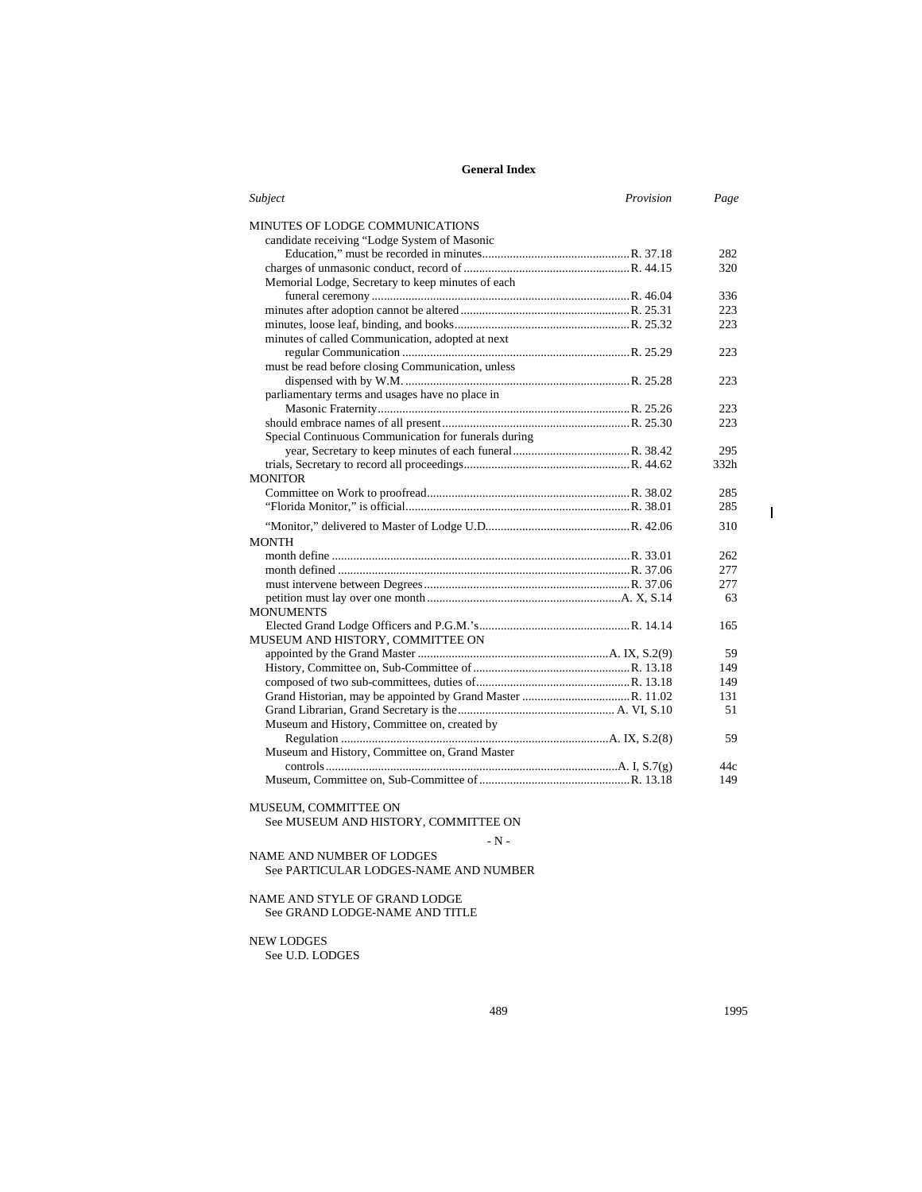## General Index

| *Subject* | *Provision* | *Page* |
|---|---|---|
| MINUTES OF LODGE COMMUNICATIONS | | |
| candidate receiving "Lodge System of Masonic Education," must be recorded in minutes | R. 37.18 | 282 |
| charges of unmasonic conduct, record of | R. 44.15 | 320 |
| Memorial Lodge, Secretary to keep minutes of each funeral ceremony | R. 46.04 | 336 |
| minutes after adoption cannot be altered | R. 25.31 | 223 |
| minutes, loose leaf, binding, and books | R. 25.32 | 223 |
| minutes of called Communication, adopted at next regular Communication | R. 25.29 | 223 |
| must be read before closing Communication, unless dispensed with by W.M. | R. 25.28 | 223 |
| parliamentary terms and usages have no place in Masonic Fraternity | R. 25.26 | 223 |
| should embrace names of all present | R. 25.30 | 223 |
| Special Continuous Communication for funerals during year, Secretary to keep minutes of each funeral | R. 38.42 | 295 |
| trials, Secretary to record all proceedings | R. 44.62 | 332h |
| MONITOR | | |
| Committee on Work to proofread | R. 38.02 | 285 |
| "Florida Monitor," is official | R. 38.01 | 285 |
| "Monitor," delivered to Master of Lodge U.D. | R. 42.06 | 310 |
| MONTH | | |
| month define | R. 33.01 | 262 |
| month defined | R. 37.06 | 277 |
| must intervene between Degrees | R. 37.06 | 277 |
| petition must lay over one month | A. X, S.14 | 63 |
| MONUMENTS | | |
| Elected Grand Lodge Officers and P.G.M.'s | R. 14.14 | 165 |
| MUSEUM AND HISTORY, COMMITTEE ON | | |
| appointed by the Grand Master | A. IX, S.2(9) | 59 |
| History, Committee on, Sub-Committee of | R. 13.18 | 149 |
| composed of two sub-committees, duties of | R. 13.18 | 149 |
| Grand Historian, may be appointed by Grand Master | R. 11.02 | 131 |
| Grand Librarian, Grand Secretary is the | A. VI, S.10 | 51 |
| Museum and History, Committee on, created by Regulation | A. IX, S.2(8) | 59 |
| Museum and History, Committee on, Grand Master controls | A. I, S.7(g) | 44c |
| Museum, Committee on, Sub-Committee of | R. 13.18 | 149 |

MUSEUM, COMMITTEE ON
See MUSEUM AND HISTORY, COMMITTEE ON

- N -

NAME AND NUMBER OF LODGES
See PARTICULAR LODGES-NAME AND NUMBER

NAME AND STYLE OF GRAND LODGE
See GRAND LODGE-NAME AND TITLE

NEW LODGES
See U.D. LODGES